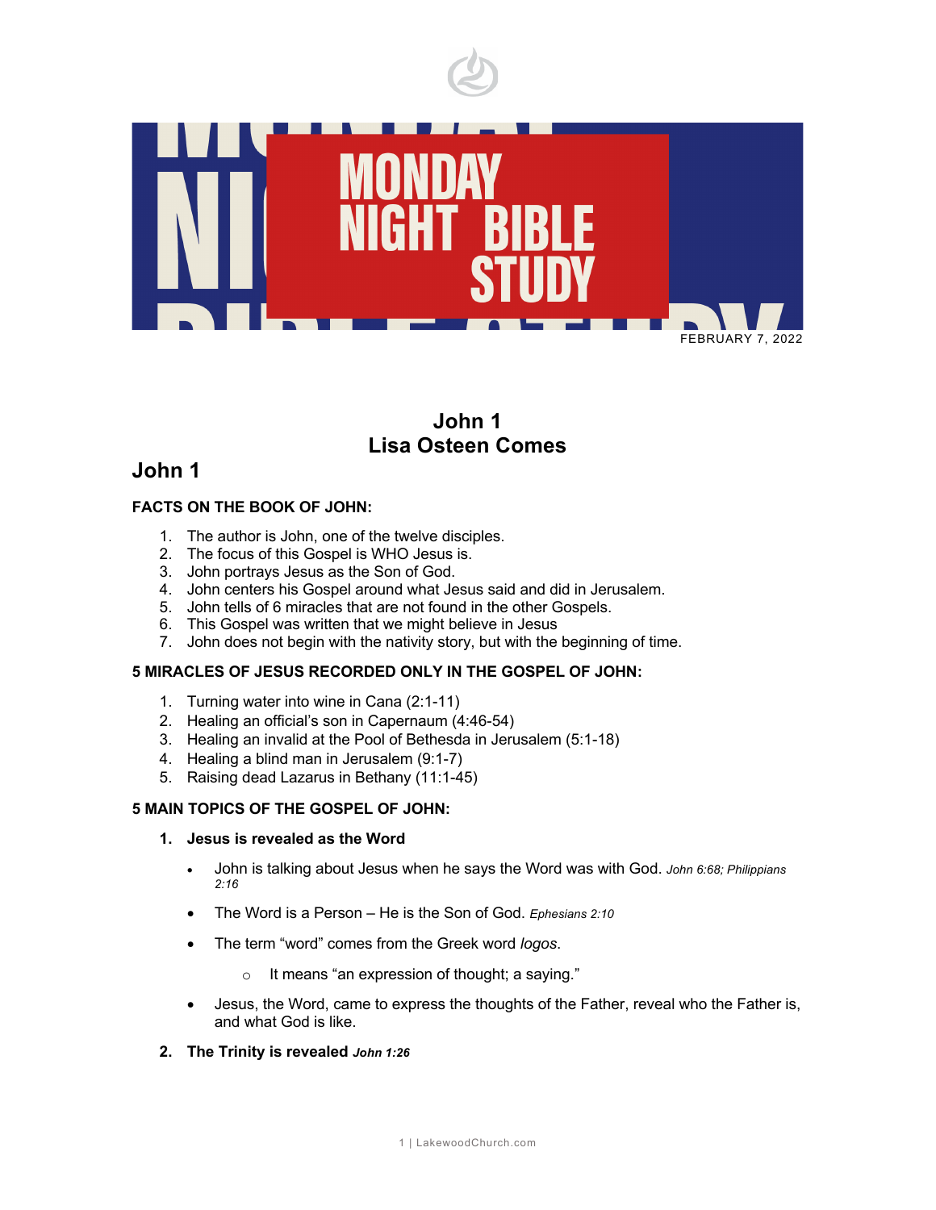MONDAY NIGHT BIBLE STUDY

FEBRUARY 7, 2022

# John 1
# Lisa Osteen Comes

## John 1

### FACTS ON THE BOOK OF JOHN:

1. The author is John, one of the twelve disciples.
2. The focus of this Gospel is WHO Jesus is.
3. John portrays Jesus as the Son of God.
4. John centers his Gospel around what Jesus said and did in Jerusalem.
5. John tells of 6 miracles that are not found in the other Gospels.
6. This Gospel was written that we might believe in Jesus
7. John does not begin with the nativity story, but with the beginning of time.

### 5 MIRACLES OF JESUS RECORDED ONLY IN THE GOSPEL OF JOHN:

1. Turning water into wine in Cana (2:1-11)
2. Healing an official's son in Capernaum (4:46-54)
3. Healing an invalid at the Pool of Bethesda in Jerusalem (5:1-18)
4. Healing a blind man in Jerusalem (9:1-7)
5. Raising dead Lazarus in Bethany (11:1-45)

### 5 MAIN TOPICS OF THE GOSPEL OF JOHN:

1. **Jesus is revealed as the Word**
   - John is talking about Jesus when he says the Word was with God. *John 6:68; Philippians 2:16*
   - The Word is a Person – He is the Son of God. *Ephesians 2:10*
   - The term "word" comes from the Greek word *logos*.
     - It means "an expression of thought; a saying."
   - Jesus, the Word, came to express the thoughts of the Father, reveal who the Father is, and what God is like.
2. **The Trinity is revealed** ***John 1:26***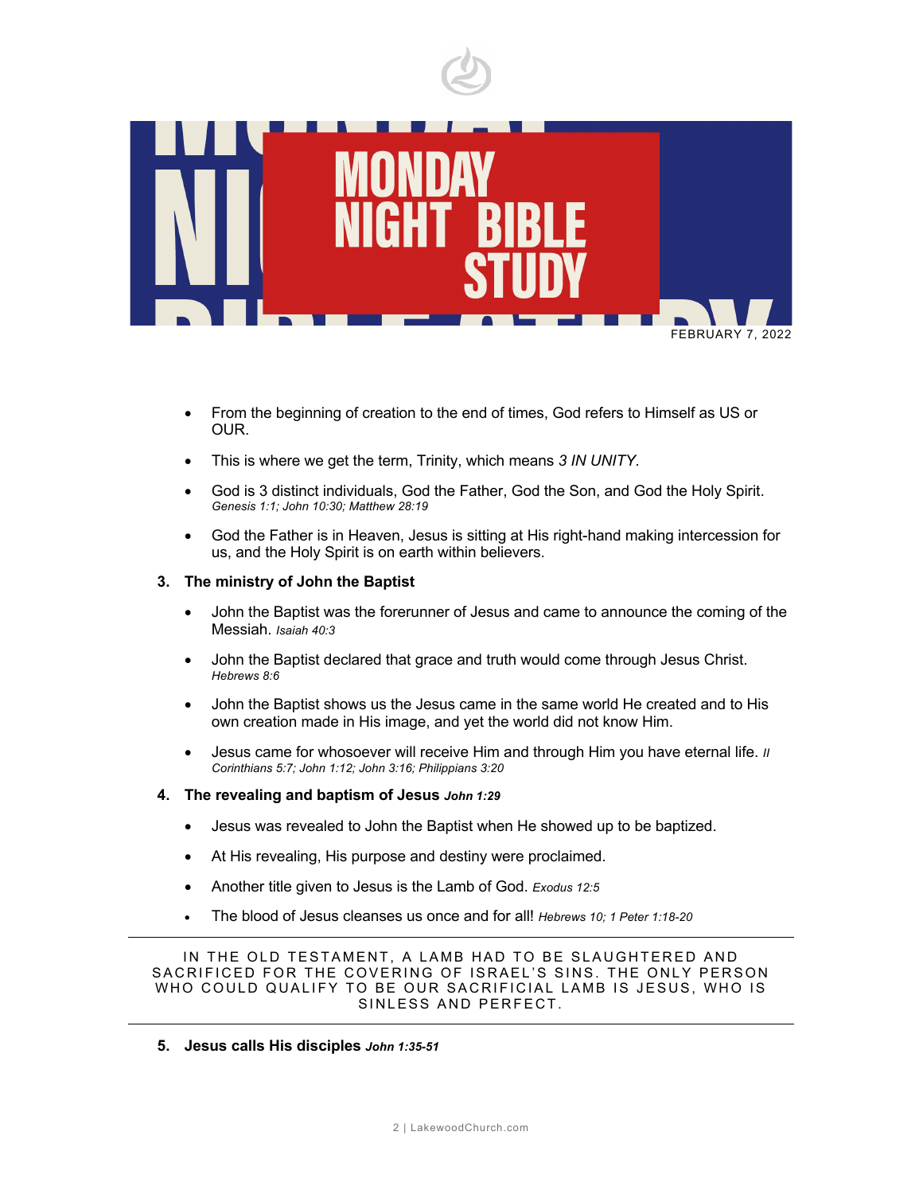# MONDAY NIGHT BIBLE STUDY

FEBRUARY 7, 2022

- From the beginning of creation to the end of times, God refers to Himself as US or OUR.
- This is where we get the term, Trinity, which means *3 IN UNITY*.
- God is 3 distinct individuals, God the Father, God the Son, and God the Holy Spirit. *Genesis 1:1; John 10:30; Matthew 28:19*
- God the Father is in Heaven, Jesus is sitting at His right-hand making intercession for us, and the Holy Spirit is on earth within believers.

3. **The ministry of John the Baptist**

- John the Baptist was the forerunner of Jesus and came to announce the coming of the Messiah. *Isaiah 40:3*
- John the Baptist declared that grace and truth would come through Jesus Christ. *Hebrews 8:6*
- John the Baptist shows us the Jesus came in the same world He created and to His own creation made in His image, and yet the world did not know Him.
- Jesus came for whosoever will receive Him and through Him you have eternal life. *II Corinthians 5:7; John 1:12; John 3:16; Philippians 3:20*

4. **The revealing and baptism of Jesus** ***John 1:29***

- Jesus was revealed to John the Baptist when He showed up to be baptized.
- At His revealing, His purpose and destiny were proclaimed.
- Another title given to Jesus is the Lamb of God. *Exodus 12:5*
- The blood of Jesus cleanses us once and for all! *Hebrews 10; 1 Peter 1:18-20*

---

IN THE OLD TESTAMENT, A LAMB HAD TO BE SLAUGHTERED AND SACRIFICED FOR THE COVERING OF ISRAEL'S SINS. THE ONLY PERSON WHO COULD QUALIFY TO BE OUR SACRIFICIAL LAMB IS JESUS, WHO IS SINLESS AND PERFECT.

---

5. **Jesus calls His disciples** ***John 1:35-51***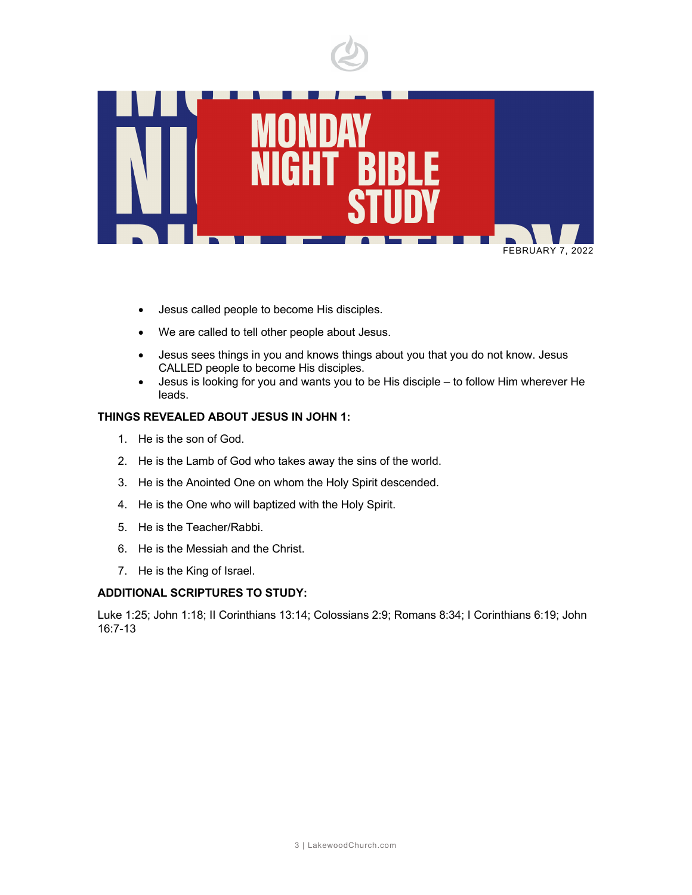# MONDAY NIGHT BIBLE STUDY

FEBRUARY 7, 2022

- Jesus called people to become His disciples.
- We are called to tell other people about Jesus.
- Jesus sees things in you and knows things about you that you do not know. Jesus CALLED people to become His disciples.
- Jesus is looking for you and wants you to be His disciple – to follow Him wherever He leads.

**THINGS REVEALED ABOUT JESUS IN JOHN 1:**

1. He is the son of God.
2. He is the Lamb of God who takes away the sins of the world.
3. He is the Anointed One on whom the Holy Spirit descended.
4. He is the One who will baptized with the Holy Spirit.
5. He is the Teacher/Rabbi.
6. He is the Messiah and the Christ.
7. He is the King of Israel.

**ADDITIONAL SCRIPTURES TO STUDY:**

Luke 1:25; John 1:18; II Corinthians 13:14; Colossians 2:9; Romans 8:34; I Corinthians 6:19; John 16:7-13